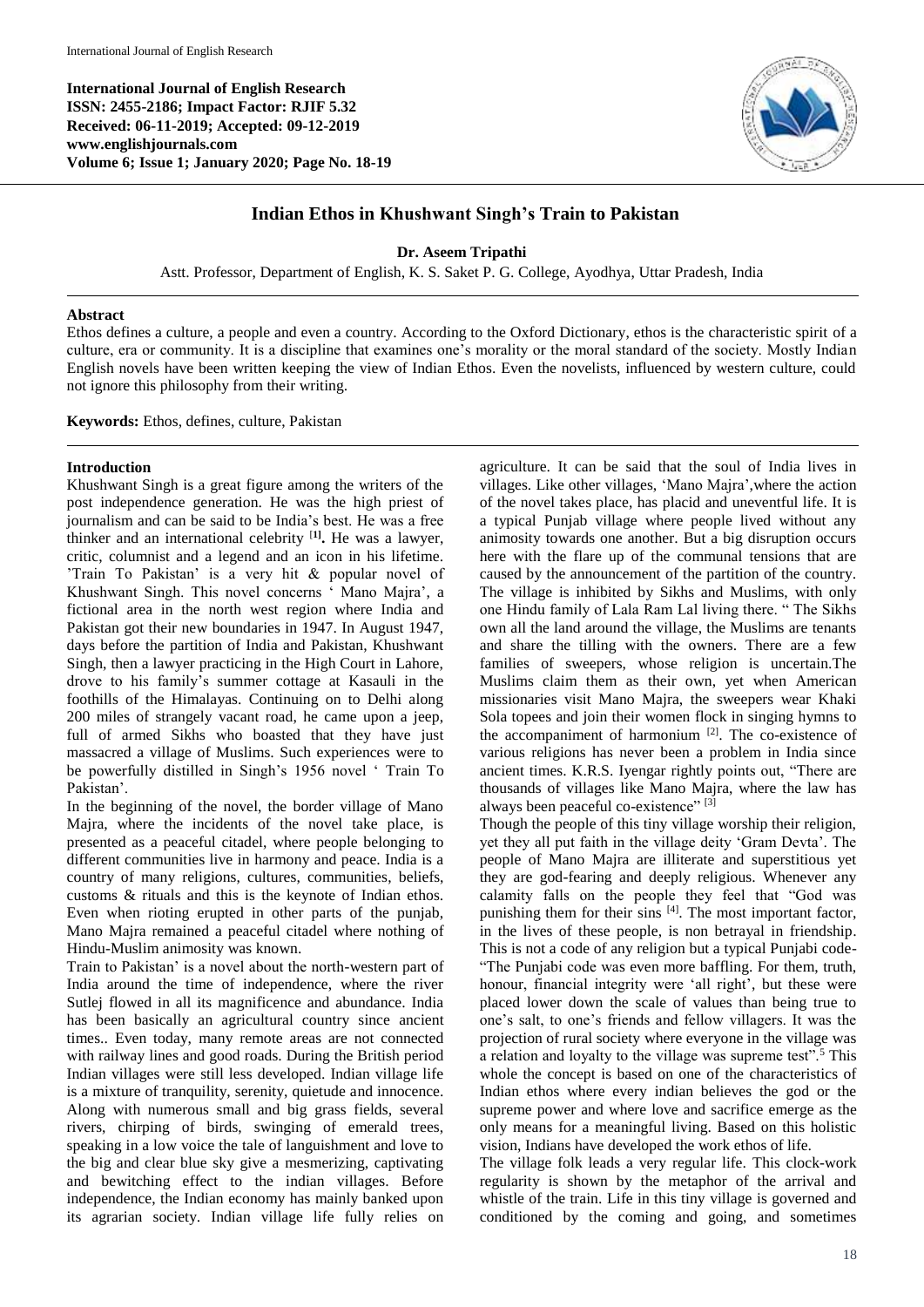**International Journal of English Research**
**ISSN: 2455-2186; Impact Factor: RJIF 5.32**
**Received: 06-11-2019; Accepted: 09-12-2019**
**www.englishjournals.com**
**Volume 6; Issue 1; January 2020; Page No. 18-19**

# Indian Ethos in Khushwant Singh's Train to Pakistan

**Dr. Aseem Tripathi**

Astt. Professor, Department of English, K. S. Saket P. G. College, Ayodhya, Uttar Pradesh, India

## Abstract

Ethos defines a culture, a people and even a country. According to the Oxford Dictionary, ethos is the characteristic spirit of a culture, era or community. It is a discipline that examines one's morality or the moral standard of the society. Mostly Indian English novels have been written keeping the view of Indian Ethos. Even the novelists, influenced by western culture, could not ignore this philosophy from their writing.

**Keywords:** Ethos, defines, culture, Pakistan

## Introduction

Khushwant Singh is a great figure among the writers of the post independence generation. He was the high priest of journalism and can be said to be India's best. He was a free thinker and an international celebrity [1]**.** He was a lawyer, critic, columnist and a legend and an icon in his lifetime. 'Train To Pakistan' is a very hit & popular novel of Khushwant Singh. This novel concerns ' Mano Majra', a fictional area in the north west region where India and Pakistan got their new boundaries in 1947. In August 1947, days before the partition of India and Pakistan, Khushwant Singh, then a lawyer practicing in the High Court in Lahore, drove to his family's summer cottage at Kasauli in the foothills of the Himalayas. Continuing on to Delhi along 200 miles of strangely vacant road, he came upon a jeep, full of armed Sikhs who boasted that they have just massacred a village of Muslims. Such experiences were to be powerfully distilled in Singh's 1956 novel ' Train To Pakistan'.

In the beginning of the novel, the border village of Mano Majra, where the incidents of the novel take place, is presented as a peaceful citadel, where people belonging to different communities live in harmony and peace. India is a country of many religions, cultures, communities, beliefs, customs & rituals and this is the keynote of Indian ethos. Even when rioting erupted in other parts of the punjab, Mano Majra remained a peaceful citadel where nothing of Hindu-Muslim animosity was known.

Train to Pakistan' is a novel about the north-western part of India around the time of independence, where the river Sutlej flowed in all its magnificence and abundance. India has been basically an agricultural country since ancient times.. Even today, many remote areas are not connected with railway lines and good roads. During the British period Indian villages were still less developed. Indian village life is a mixture of tranquility, serenity, quietude and innocence. Along with numerous small and big grass fields, several rivers, chirping of birds, swinging of emerald trees, speaking in a low voice the tale of languishment and love to the big and clear blue sky give a mesmerizing, captivating and bewitching effect to the indian villages. Before independence, the Indian economy has mainly banked upon its agrarian society. Indian village life fully relies on agriculture. It can be said that the soul of India lives in villages. Like other villages, 'Mano Majra',where the action of the novel takes place, has placid and uneventful life. It is a typical Punjab village where people lived without any animosity towards one another. But a big disruption occurs here with the flare up of the communal tensions that are caused by the announcement of the partition of the country. The village is inhibited by Sikhs and Muslims, with only one Hindu family of Lala Ram Lal living there. " The Sikhs own all the land around the village, the Muslims are tenants and share the tilling with the owners. There are a few families of sweepers, whose religion is uncertain.The Muslims claim them as their own, yet when American missionaries visit Mano Majra, the sweepers wear Khaki Sola topees and join their women flock in singing hymns to the accompaniment of harmonium [2]. The co-existence of various religions has never been a problem in India since ancient times. K.R.S. Iyengar rightly points out, "There are thousands of villages like Mano Majra, where the law has always been peaceful co-existence" [3]

Though the people of this tiny village worship their religion, yet they all put faith in the village deity 'Gram Devta'. The people of Mano Majra are illiterate and superstitious yet they are god-fearing and deeply religious. Whenever any calamity falls on the people they feel that "God was punishing them for their sins [4]. The most important factor, in the lives of these people, is non betrayal in friendship. This is not a code of any religion but a typical Punjabi code- "The Punjabi code was even more baffling. For them, truth, honour, financial integrity were 'all right', but these were placed lower down the scale of values than being true to one's salt, to one's friends and fellow villagers. It was the projection of rural society where everyone in the village was a relation and loyalty to the village was supreme test".[5] This whole the concept is based on one of the characteristics of Indian ethos where every indian believes the god or the supreme power and where love and sacrifice emerge as the only means for a meaningful living. Based on this holistic vision, Indians have developed the work ethos of life.

The village folk leads a very regular life. This clock-work regularity is shown by the metaphor of the arrival and whistle of the train. Life in this tiny village is governed and conditioned by the coming and going, and sometimes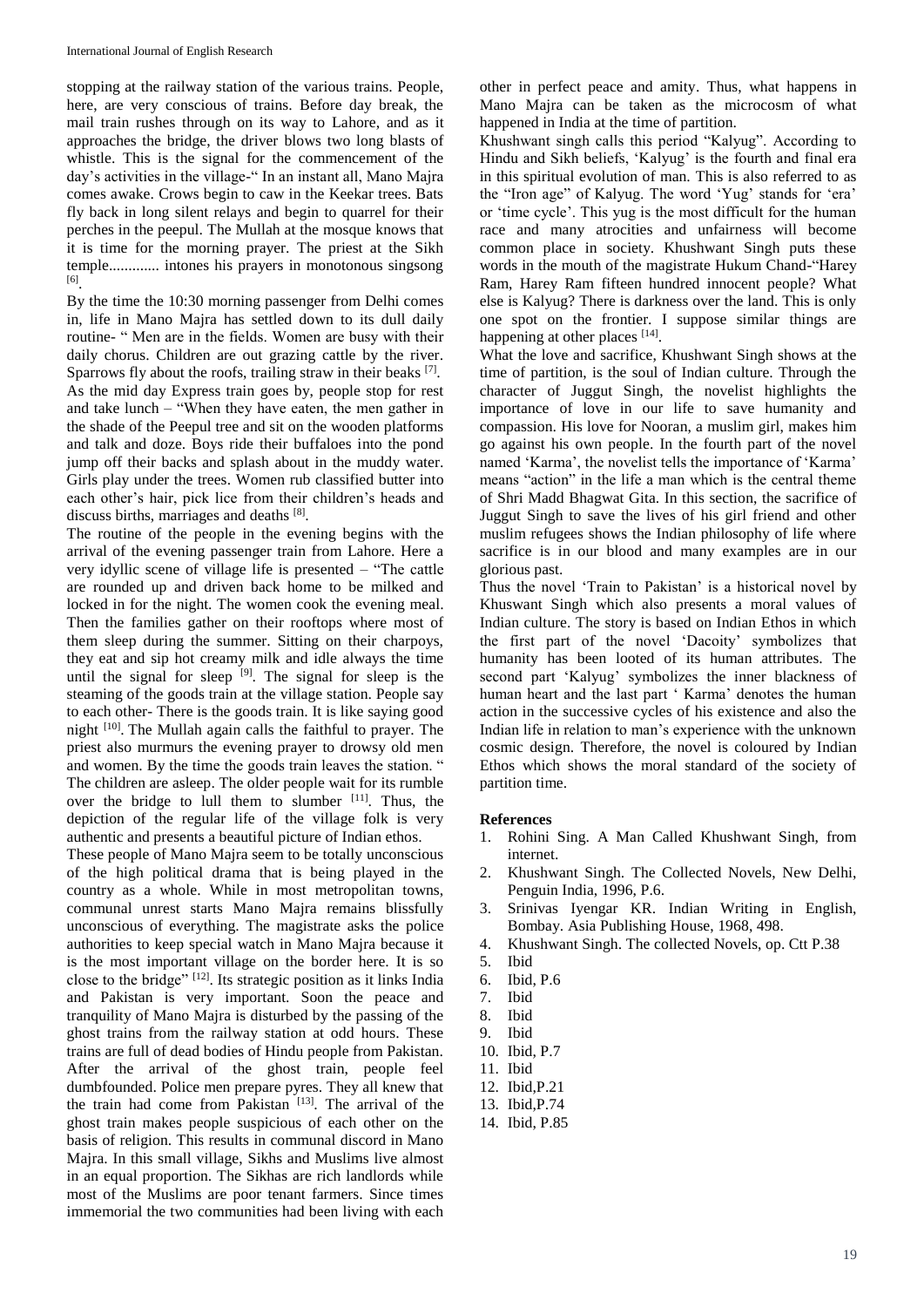stopping at the railway station of the various trains. People, here, are very conscious of trains. Before day break, the mail train rushes through on its way to Lahore, and as it approaches the bridge, the driver blows two long blasts of whistle. This is the signal for the commencement of the day's activities in the village-" In an instant all, Mano Majra comes awake. Crows begin to caw in the Keekar trees. Bats fly back in long silent relays and begin to quarrel for their perches in the peepul. The Mullah at the mosque knows that it is time for the morning prayer. The priest at the Sikh temple............. intones his prayers in monotonous singsong [6].

By the time the 10:30 morning passenger from Delhi comes in, life in Mano Majra has settled down to its dull daily routine- " Men are in the fields. Women are busy with their daily chorus. Children are out grazing cattle by the river. Sparrows fly about the roofs, trailing straw in their beaks [7]. As the mid day Express train goes by, people stop for rest and take lunch – "When they have eaten, the men gather in the shade of the Peepul tree and sit on the wooden platforms and talk and doze. Boys ride their buffaloes into the pond jump off their backs and splash about in the muddy water. Girls play under the trees. Women rub classified butter into each other's hair, pick lice from their children's heads and discuss births, marriages and deaths [8].

The routine of the people in the evening begins with the arrival of the evening passenger train from Lahore. Here a very idyllic scene of village life is presented – "The cattle are rounded up and driven back home to be milked and locked in for the night. The women cook the evening meal. Then the families gather on their rooftops where most of them sleep during the summer. Sitting on their charpoys, they eat and sip hot creamy milk and idle always the time until the signal for sleep [9]. The signal for sleep is the steaming of the goods train at the village station. People say to each other- There is the goods train. It is like saying good night [10]. The Mullah again calls the faithful to prayer. The priest also murmurs the evening prayer to drowsy old men and women. By the time the goods train leaves the station. " The children are asleep. The older people wait for its rumble over the bridge to lull them to slumber [11]. Thus, the depiction of the regular life of the village folk is very authentic and presents a beautiful picture of Indian ethos.

These people of Mano Majra seem to be totally unconscious of the high political drama that is being played in the country as a whole. While in most metropolitan towns, communal unrest starts Mano Majra remains blissfully unconscious of everything. The magistrate asks the police authorities to keep special watch in Mano Majra because it is the most important village on the border here. It is so close to the bridge" [12]. Its strategic position as it links India and Pakistan is very important. Soon the peace and tranquility of Mano Majra is disturbed by the passing of the ghost trains from the railway station at odd hours. These trains are full of dead bodies of Hindu people from Pakistan. After the arrival of the ghost train, people feel dumbfounded. Police men prepare pyres. They all knew that the train had come from Pakistan [13]. The arrival of the ghost train makes people suspicious of each other on the basis of religion. This results in communal discord in Mano Majra. In this small village, Sikhs and Muslims live almost in an equal proportion. The Sikhas are rich landlords while most of the Muslims are poor tenant farmers. Since times immemorial the two communities had been living with each other in perfect peace and amity. Thus, what happens in Mano Majra can be taken as the microcosm of what happened in India at the time of partition.

Khushwant singh calls this period "Kalyug". According to Hindu and Sikh beliefs, 'Kalyug' is the fourth and final era in this spiritual evolution of man. This is also referred to as the "Iron age" of Kalyug. The word 'Yug' stands for 'era' or 'time cycle'. This yug is the most difficult for the human race and many atrocities and unfairness will become common place in society. Khushwant Singh puts these words in the mouth of the magistrate Hukum Chand-"Harey Ram, Harey Ram fifteen hundred innocent people? What else is Kalyug? There is darkness over the land. This is only one spot on the frontier. I suppose similar things are happening at other places [14].

What the love and sacrifice, Khushwant Singh shows at the time of partition, is the soul of Indian culture. Through the character of Juggut Singh, the novelist highlights the importance of love in our life to save humanity and compassion. His love for Nooran, a muslim girl, makes him go against his own people. In the fourth part of the novel named 'Karma', the novelist tells the importance of 'Karma' means "action" in the life a man which is the central theme of Shri Madd Bhagwat Gita. In this section, the sacrifice of Juggut Singh to save the lives of his girl friend and other muslim refugees shows the Indian philosophy of life where sacrifice is in our blood and many examples are in our glorious past.

Thus the novel 'Train to Pakistan' is a historical novel by Khuswant Singh which also presents a moral values of Indian culture. The story is based on Indian Ethos in which the first part of the novel 'Dacoity' symbolizes that humanity has been looted of its human attributes. The second part 'Kalyug' symbolizes the inner blackness of human heart and the last part ' Karma' denotes the human action in the successive cycles of his existence and also the Indian life in relation to man's experience with the unknown cosmic design. Therefore, the novel is coloured by Indian Ethos which shows the moral standard of the society of partition time.

## References

1. Rohini Sing. A Man Called Khushwant Singh, from internet.
2. Khushwant Singh. The Collected Novels, New Delhi, Penguin India, 1996, P.6.
3. Srinivas Iyengar KR. Indian Writing in English, Bombay. Asia Publishing House, 1968, 498.
4. Khushwant Singh. The collected Novels, op. Ctt P.38
5. Ibid
6. Ibid, P.6
7. Ibid
8. Ibid
9. Ibid
10. Ibid, P.7
11. Ibid
12. Ibid,P.21
13. Ibid,P.74
14. Ibid, P.85